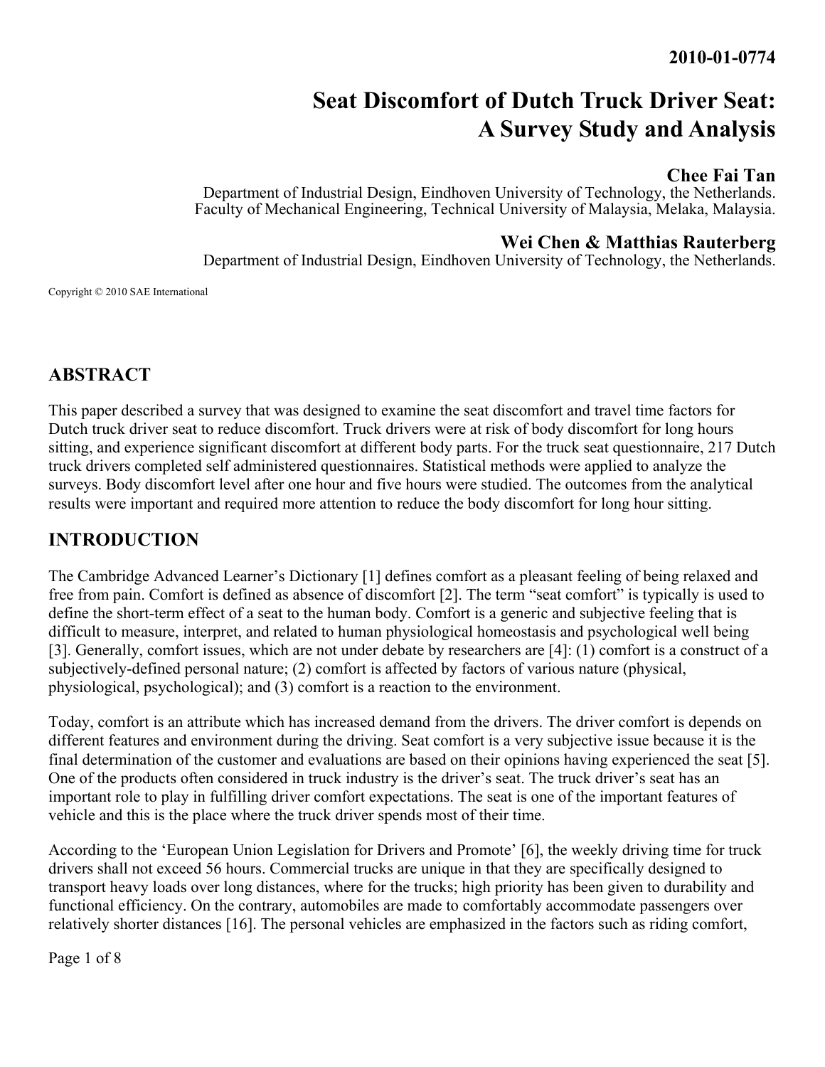2010-01-0774

# Seat Discomfort of Dutch Truck Driver Seat: A Survey Study and Analysis

**Chee Fai Tan**

Department of Industrial Design, Eindhoven University of Technology, the Netherlands.
Faculty of Mechanical Engineering, Technical University of Malaysia, Melaka, Malaysia.

**Wei Chen & Matthias Rauterberg**

Department of Industrial Design, Eindhoven University of Technology, the Netherlands.

Copyright © 2010 SAE International

## ABSTRACT

This paper described a survey that was designed to examine the seat discomfort and travel time factors for Dutch truck driver seat to reduce discomfort. Truck drivers were at risk of body discomfort for long hours sitting, and experience significant discomfort at different body parts. For the truck seat questionnaire, 217 Dutch truck drivers completed self administered questionnaires. Statistical methods were applied to analyze the surveys. Body discomfort level after one hour and five hours were studied. The outcomes from the analytical results were important and required more attention to reduce the body discomfort for long hour sitting.

## INTRODUCTION

The Cambridge Advanced Learner's Dictionary [1] defines comfort as a pleasant feeling of being relaxed and free from pain. Comfort is defined as absence of discomfort [2]. The term "seat comfort" is typically is used to define the short-term effect of a seat to the human body. Comfort is a generic and subjective feeling that is difficult to measure, interpret, and related to human physiological homeostasis and psychological well being [3]. Generally, comfort issues, which are not under debate by researchers are [4]: (1) comfort is a construct of a subjectively-defined personal nature; (2) comfort is affected by factors of various nature (physical, physiological, psychological); and (3) comfort is a reaction to the environment.

Today, comfort is an attribute which has increased demand from the drivers. The driver comfort is depends on different features and environment during the driving. Seat comfort is a very subjective issue because it is the final determination of the customer and evaluations are based on their opinions having experienced the seat [5]. One of the products often considered in truck industry is the driver's seat. The truck driver's seat has an important role to play in fulfilling driver comfort expectations. The seat is one of the important features of vehicle and this is the place where the truck driver spends most of their time.

According to the 'European Union Legislation for Drivers and Promote' [6], the weekly driving time for truck drivers shall not exceed 56 hours. Commercial trucks are unique in that they are specifically designed to transport heavy loads over long distances, where for the trucks; high priority has been given to durability and functional efficiency. On the contrary, automobiles are made to comfortably accommodate passengers over relatively shorter distances [16]. The personal vehicles are emphasized in the factors such as riding comfort,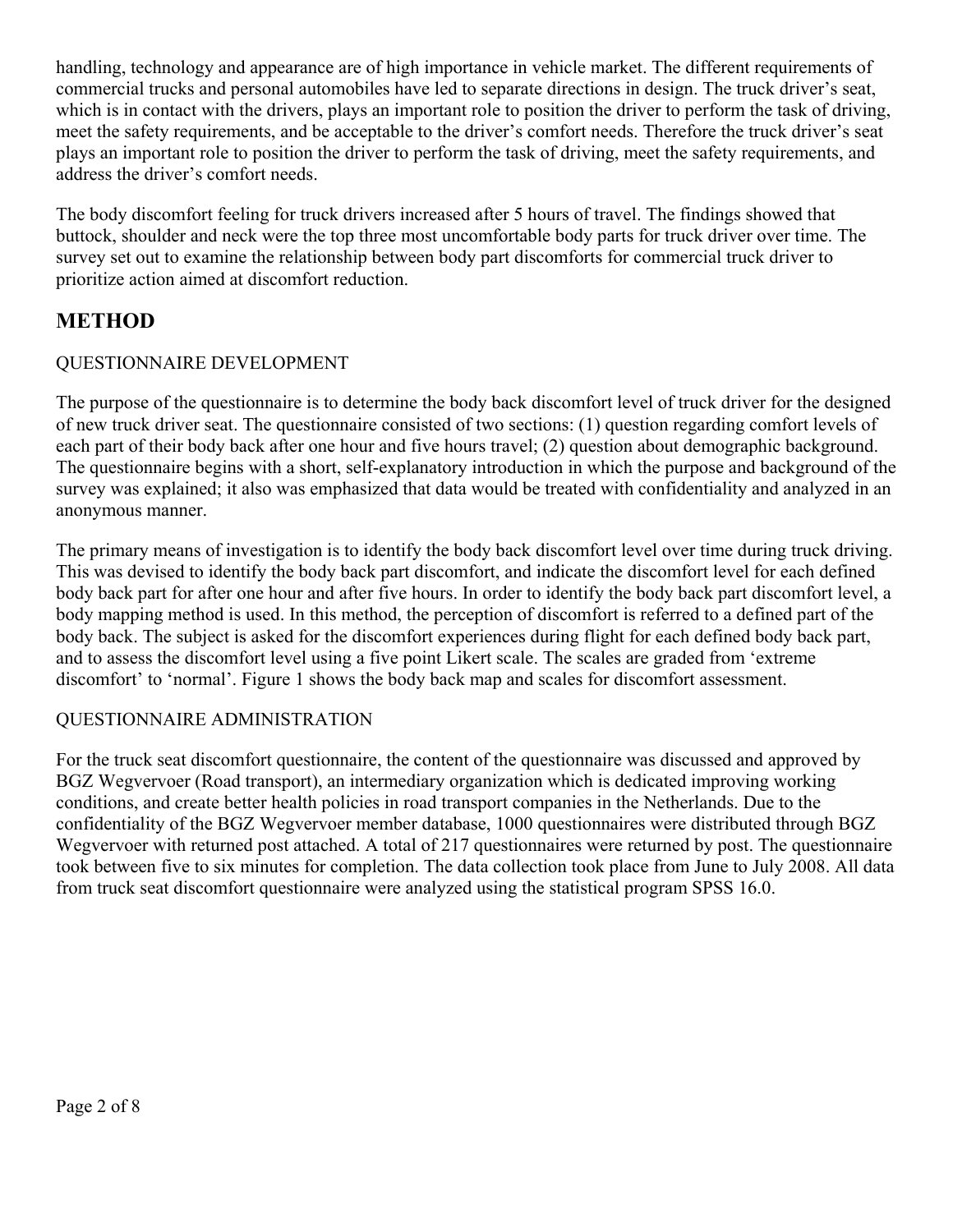handling, technology and appearance are of high importance in vehicle market. The different requirements of commercial trucks and personal automobiles have led to separate directions in design. The truck driver's seat, which is in contact with the drivers, plays an important role to position the driver to perform the task of driving, meet the safety requirements, and be acceptable to the driver's comfort needs. Therefore the truck driver's seat plays an important role to position the driver to perform the task of driving, meet the safety requirements, and address the driver's comfort needs.

The body discomfort feeling for truck drivers increased after 5 hours of travel. The findings showed that buttock, shoulder and neck were the top three most uncomfortable body parts for truck driver over time. The survey set out to examine the relationship between body part discomforts for commercial truck driver to prioritize action aimed at discomfort reduction.

## METHOD

### QUESTIONNAIRE DEVELOPMENT

The purpose of the questionnaire is to determine the body back discomfort level of truck driver for the designed of new truck driver seat. The questionnaire consisted of two sections: (1) question regarding comfort levels of each part of their body back after one hour and five hours travel; (2) question about demographic background. The questionnaire begins with a short, self-explanatory introduction in which the purpose and background of the survey was explained; it also was emphasized that data would be treated with confidentiality and analyzed in an anonymous manner.

The primary means of investigation is to identify the body back discomfort level over time during truck driving. This was devised to identify the body back part discomfort, and indicate the discomfort level for each defined body back part for after one hour and after five hours. In order to identify the body back part discomfort level, a body mapping method is used. In this method, the perception of discomfort is referred to a defined part of the body back. The subject is asked for the discomfort experiences during flight for each defined body back part, and to assess the discomfort level using a five point Likert scale. The scales are graded from 'extreme discomfort' to 'normal'. Figure 1 shows the body back map and scales for discomfort assessment.

### QUESTIONNAIRE ADMINISTRATION

For the truck seat discomfort questionnaire, the content of the questionnaire was discussed and approved by BGZ Wegvervoer (Road transport), an intermediary organization which is dedicated improving working conditions, and create better health policies in road transport companies in the Netherlands. Due to the confidentiality of the BGZ Wegvervoer member database, 1000 questionnaires were distributed through BGZ Wegvervoer with returned post attached. A total of 217 questionnaires were returned by post. The questionnaire took between five to six minutes for completion. The data collection took place from June to July 2008. All data from truck seat discomfort questionnaire were analyzed using the statistical program SPSS 16.0.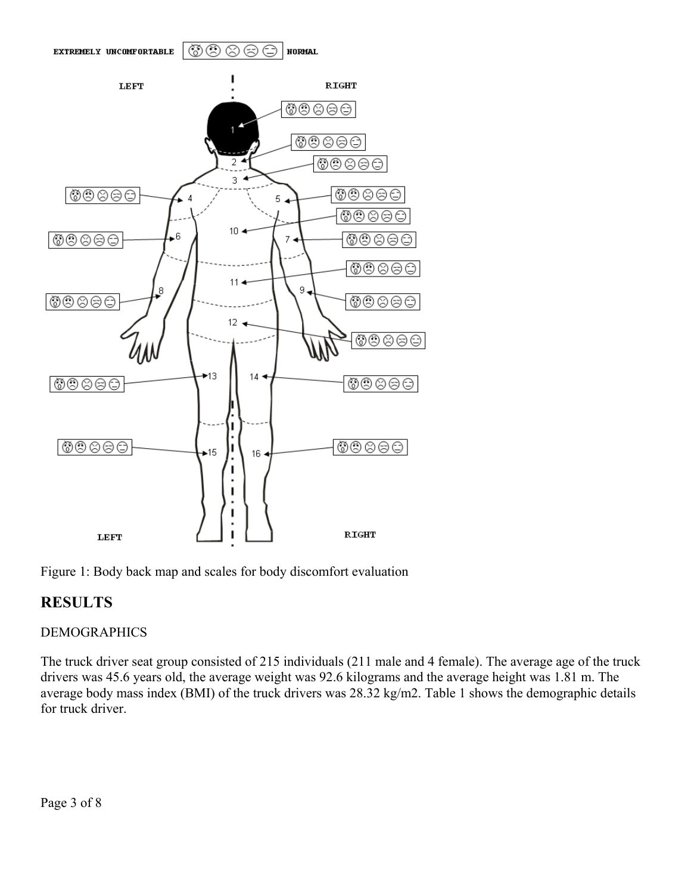Figure 1: Body back map and scales for body discomfort evaluation

## RESULTS

DEMOGRAPHICS

The truck driver seat group consisted of 215 individuals (211 male and 4 female). The average age of the truck drivers was 45.6 years old, the average weight was 92.6 kilograms and the average height was 1.81 m. The average body mass index (BMI) of the truck drivers was 28.32 kg/m2. Table 1 shows the demographic details for truck driver.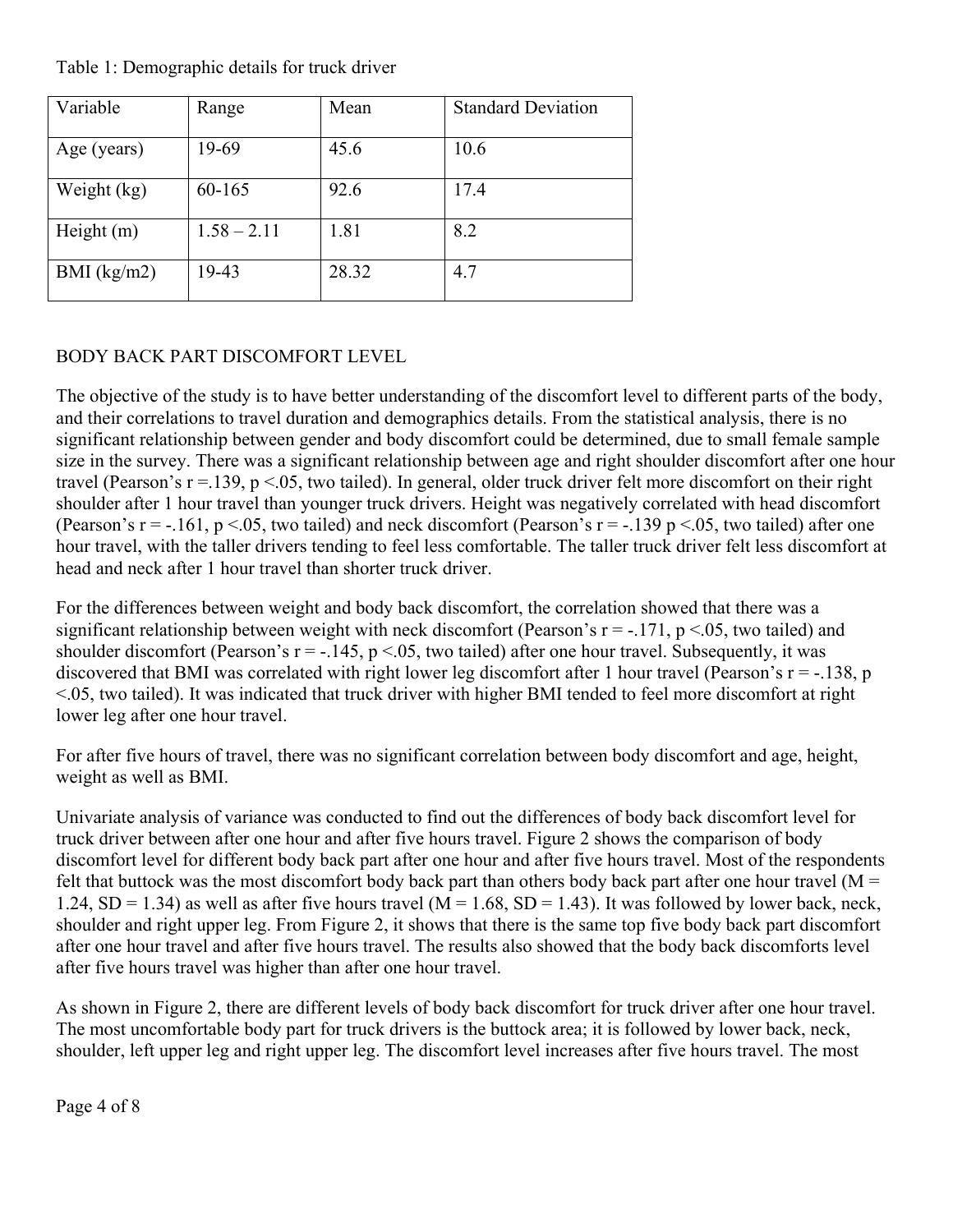Table 1: Demographic details for truck driver

| Variable | Range | Mean | Standard Deviation |
|---|---|---|---|
| Age (years) | 19-69 | 45.6 | 10.6 |
| Weight (kg) | 60-165 | 92.6 | 17.4 |
| Height (m) | 1.58 – 2.11 | 1.81 | 8.2 |
| BMI (kg/m2) | 19-43 | 28.32 | 4.7 |

## BODY BACK PART DISCOMFORT LEVEL

The objective of the study is to have better understanding of the discomfort level to different parts of the body, and their correlations to travel duration and demographics details. From the statistical analysis, there is no significant relationship between gender and body discomfort could be determined, due to small female sample size in the survey. There was a significant relationship between age and right shoulder discomfort after one hour travel (Pearson's $r = .139$, $p < .05$, two tailed). In general, older truck driver felt more discomfort on their right shoulder after 1 hour travel than younger truck drivers. Height was negatively correlated with head discomfort (Pearson's $r = -.161$, $p < .05$, two tailed) and neck discomfort (Pearson's $r = -.139$ $p < .05$, two tailed) after one hour travel, with the taller drivers tending to feel less comfortable. The taller truck driver felt less discomfort at head and neck after 1 hour travel than shorter truck driver.

For the differences between weight and body back discomfort, the correlation showed that there was a significant relationship between weight with neck discomfort (Pearson's $r = -.171$, $p < .05$, two tailed) and shoulder discomfort (Pearson's $r = -.145$, $p < .05$, two tailed) after one hour travel. Subsequently, it was discovered that BMI was correlated with right lower leg discomfort after 1 hour travel (Pearson's $r = -.138$, $p < .05$, two tailed). It was indicated that truck driver with higher BMI tended to feel more discomfort at right lower leg after one hour travel.

For after five hours of travel, there was no significant correlation between body discomfort and age, height, weight as well as BMI.

Univariate analysis of variance was conducted to find out the differences of body back discomfort level for truck driver between after one hour and after five hours travel. Figure 2 shows the comparison of body discomfort level for different body back part after one hour and after five hours travel. Most of the respondents felt that buttock was the most discomfort body back part than others body back part after one hour travel ($M = 1.24$, $SD = 1.34$) as well as after five hours travel ($M = 1.68$, $SD = 1.43$). It was followed by lower back, neck, shoulder and right upper leg. From Figure 2, it shows that there is the same top five body back part discomfort after one hour travel and after five hours travel. The results also showed that the body back discomforts level after five hours travel was higher than after one hour travel.

As shown in Figure 2, there are different levels of body back discomfort for truck driver after one hour travel. The most uncomfortable body part for truck drivers is the buttock area; it is followed by lower back, neck, shoulder, left upper leg and right upper leg. The discomfort level increases after five hours travel. The most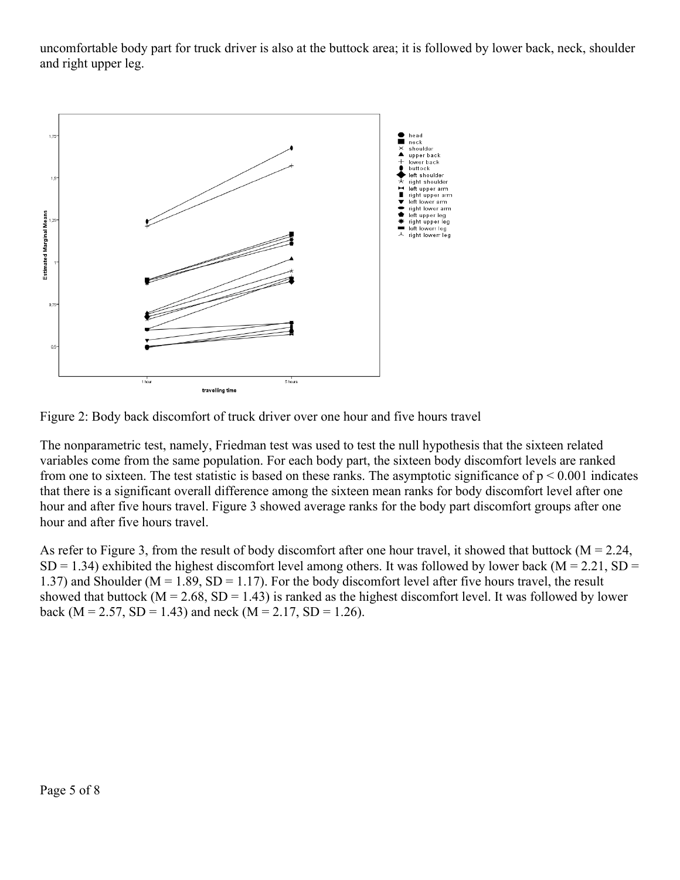uncomfortable body part for truck driver is also at the buttock area; it is followed by lower back, neck, shoulder and right upper leg.

Figure 2: Body back discomfort of truck driver over one hour and five hours travel

The nonparametric test, namely, Friedman test was used to test the null hypothesis that the sixteen related variables come from the same population. For each body part, the sixteen body discomfort levels are ranked from one to sixteen. The test statistic is based on these ranks. The asymptotic significance of $p < 0.001$ indicates that there is a significant overall difference among the sixteen mean ranks for body discomfort level after one hour and after five hours travel. Figure 3 showed average ranks for the body part discomfort groups after one hour and after five hours travel.

As refer to Figure 3, from the result of body discomfort after one hour travel, it showed that buttock ($M = 2.24$, $SD = 1.34$) exhibited the highest discomfort level among others. It was followed by lower back ($M = 2.21$, $SD = 1.37$) and Shoulder ($M = 1.89$, $SD = 1.17$). For the body discomfort level after five hours travel, the result showed that buttock ($M = 2.68$, $SD = 1.43$) is ranked as the highest discomfort level. It was followed by lower back ($M = 2.57$, $SD = 1.43$) and neck ($M = 2.17$, $SD = 1.26$).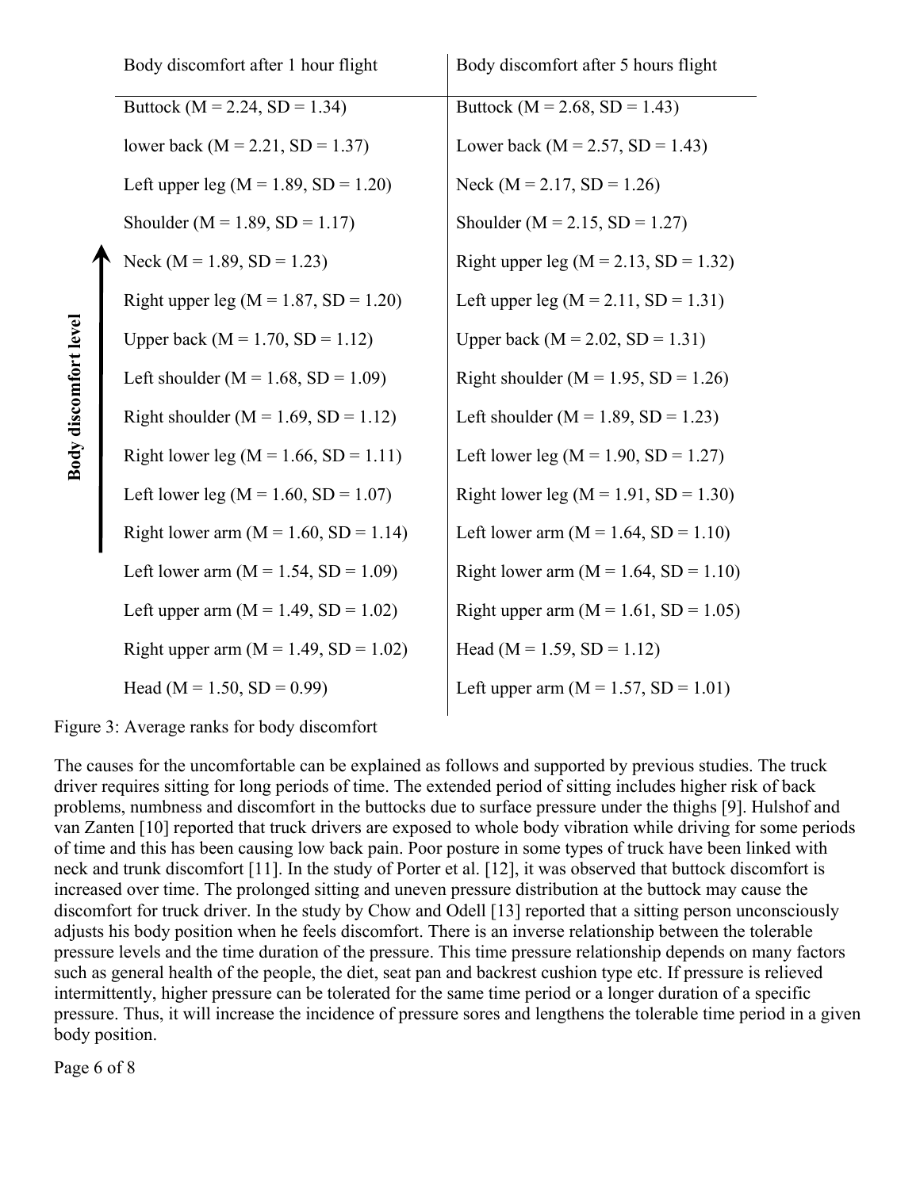| Body discomfort after 1 hour flight | Body discomfort after 5 hours flight |
|---|---|
| Buttock (M = 2.24, SD = 1.34) | Buttock (M = 2.68, SD = 1.43) |
| lower back (M = 2.21, SD = 1.37) | Lower back (M = 2.57, SD = 1.43) |
| Left upper leg (M = 1.89, SD = 1.20) | Neck (M = 2.17, SD = 1.26) |
| Shoulder (M = 1.89, SD = 1.17) | Shoulder (M = 2.15, SD = 1.27) |
| Neck (M = 1.89, SD = 1.23) | Right upper leg (M = 2.13, SD = 1.32) |
| Right upper leg (M = 1.87, SD = 1.20) | Left upper leg (M = 2.11, SD = 1.31) |
| Upper back (M = 1.70, SD = 1.12) | Upper back (M = 2.02, SD = 1.31) |
| Left shoulder (M = 1.68, SD = 1.09) | Right shoulder (M = 1.95, SD = 1.26) |
| Right shoulder (M = 1.69, SD = 1.12) | Left shoulder (M = 1.89, SD = 1.23) |
| Right lower leg (M = 1.66, SD = 1.11) | Left lower leg (M = 1.90, SD = 1.27) |
| Left lower leg (M = 1.60, SD = 1.07) | Right lower leg (M = 1.91, SD = 1.30) |
| Right lower arm (M = 1.60, SD = 1.14) | Left lower arm (M = 1.64, SD = 1.10) |
| Left lower arm (M = 1.54, SD = 1.09) | Right lower arm (M = 1.64, SD = 1.10) |
| Left upper arm (M = 1.49, SD = 1.02) | Right upper arm (M = 1.61, SD = 1.05) |
| Right upper arm (M = 1.49, SD = 1.02) | Head (M = 1.59, SD = 1.12) |
| Head (M = 1.50, SD = 0.99) | Left upper arm (M = 1.57, SD = 1.01) |

Body discomfort level ↑

Figure 3: Average ranks for body discomfort

The causes for the uncomfortable can be explained as follows and supported by previous studies. The truck driver requires sitting for long periods of time. The extended period of sitting includes higher risk of back problems, numbness and discomfort in the buttocks due to surface pressure under the thighs [9]. Hulshof and van Zanten [10] reported that truck drivers are exposed to whole body vibration while driving for some periods of time and this has been causing low back pain. Poor posture in some types of truck have been linked with neck and trunk discomfort [11]. In the study of Porter et al. [12], it was observed that buttock discomfort is increased over time. The prolonged sitting and uneven pressure distribution at the buttock may cause the discomfort for truck driver. In the study by Chow and Odell [13] reported that a sitting person unconsciously adjusts his body position when he feels discomfort. There is an inverse relationship between the tolerable pressure levels and the time duration of the pressure. This time pressure relationship depends on many factors such as general health of the people, the diet, seat pan and backrest cushion type etc. If pressure is relieved intermittently, higher pressure can be tolerated for the same time period or a longer duration of a specific pressure. Thus, it will increase the incidence of pressure sores and lengthens the tolerable time period in a given body position.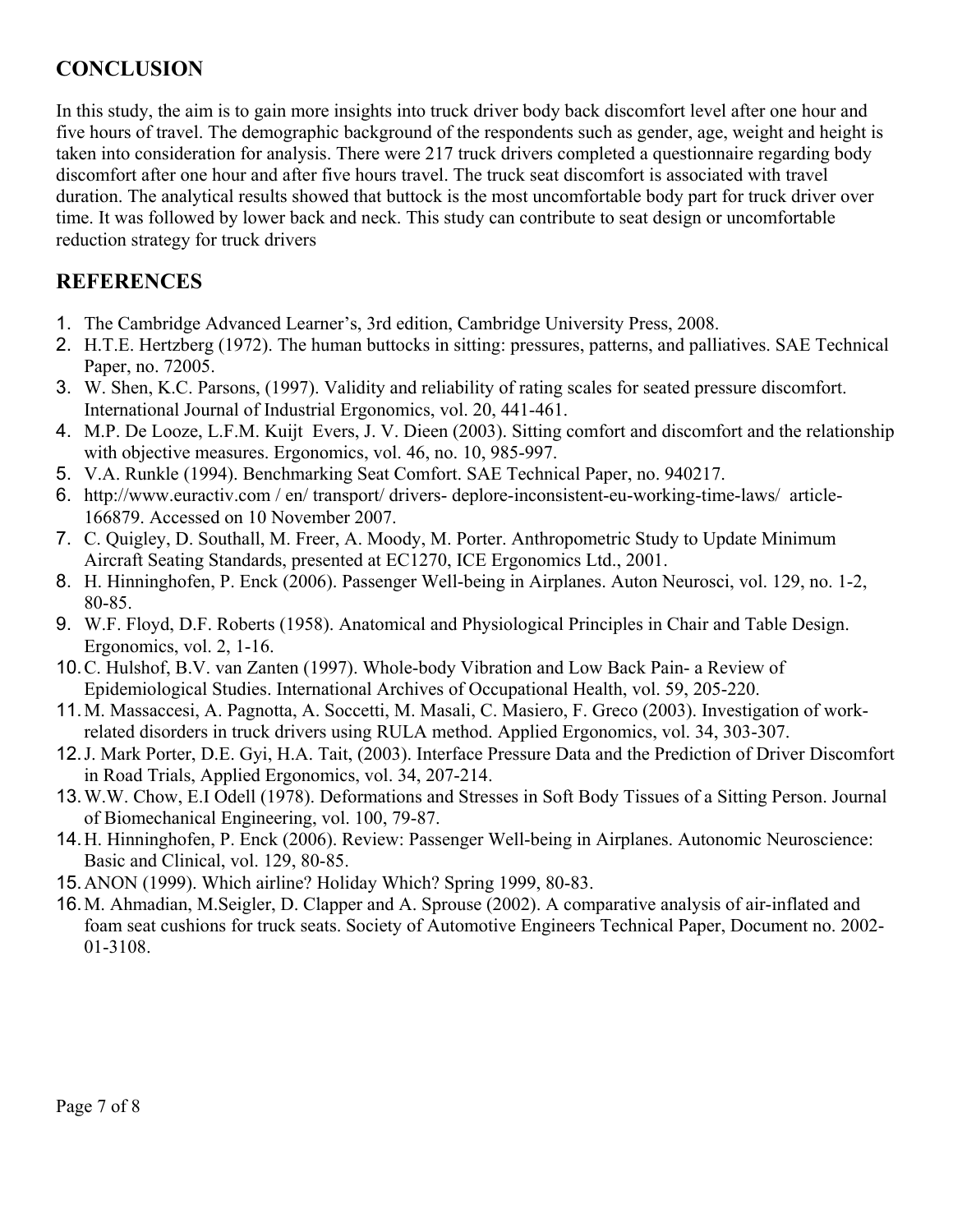## CONCLUSION

In this study, the aim is to gain more insights into truck driver body back discomfort level after one hour and five hours of travel. The demographic background of the respondents such as gender, age, weight and height is taken into consideration for analysis. There were 217 truck drivers completed a questionnaire regarding body discomfort after one hour and after five hours travel. The truck seat discomfort is associated with travel duration. The analytical results showed that buttock is the most uncomfortable body part for truck driver over time. It was followed by lower back and neck. This study can contribute to seat design or uncomfortable reduction strategy for truck drivers

## REFERENCES

1. The Cambridge Advanced Learner's, 3rd edition, Cambridge University Press, 2008.
2. H.T.E. Hertzberg (1972). The human buttocks in sitting: pressures, patterns, and palliatives. SAE Technical Paper, no. 72005.
3. W. Shen, K.C. Parsons, (1997). Validity and reliability of rating scales for seated pressure discomfort. International Journal of Industrial Ergonomics, vol. 20, 441-461.
4. M.P. De Looze, L.F.M. Kuijt Evers, J. V. Dieen (2003). Sitting comfort and discomfort and the relationship with objective measures. Ergonomics, vol. 46, no. 10, 985-997.
5. V.A. Runkle (1994). Benchmarking Seat Comfort. SAE Technical Paper, no. 940217.
6. http://www.euractiv.com / en/ transport/ drivers- deplore-inconsistent-eu-working-time-laws/ article-166879. Accessed on 10 November 2007.
7. C. Quigley, D. Southall, M. Freer, A. Moody, M. Porter. Anthropometric Study to Update Minimum Aircraft Seating Standards, presented at EC1270, ICE Ergonomics Ltd., 2001.
8. H. Hinninghofen, P. Enck (2006). Passenger Well-being in Airplanes. Auton Neurosci, vol. 129, no. 1-2, 80-85.
9. W.F. Floyd, D.F. Roberts (1958). Anatomical and Physiological Principles in Chair and Table Design. Ergonomics, vol. 2, 1-16.
10. C. Hulshof, B.V. van Zanten (1997). Whole-body Vibration and Low Back Pain- a Review of Epidemiological Studies. International Archives of Occupational Health, vol. 59, 205-220.
11. M. Massaccesi, A. Pagnotta, A. Soccetti, M. Masali, C. Masiero, F. Greco (2003). Investigation of work-related disorders in truck drivers using RULA method. Applied Ergonomics, vol. 34, 303-307.
12. J. Mark Porter, D.E. Gyi, H.A. Tait, (2003). Interface Pressure Data and the Prediction of Driver Discomfort in Road Trials, Applied Ergonomics, vol. 34, 207-214.
13. W.W. Chow, E.I Odell (1978). Deformations and Stresses in Soft Body Tissues of a Sitting Person. Journal of Biomechanical Engineering, vol. 100, 79-87.
14. H. Hinninghofen, P. Enck (2006). Review: Passenger Well-being in Airplanes. Autonomic Neuroscience: Basic and Clinical, vol. 129, 80-85.
15. ANON (1999). Which airline? Holiday Which? Spring 1999, 80-83.
16. M. Ahmadian, M.Seigler, D. Clapper and A. Sprouse (2002). A comparative analysis of air-inflated and foam seat cushions for truck seats. Society of Automotive Engineers Technical Paper, Document no. 2002-01-3108.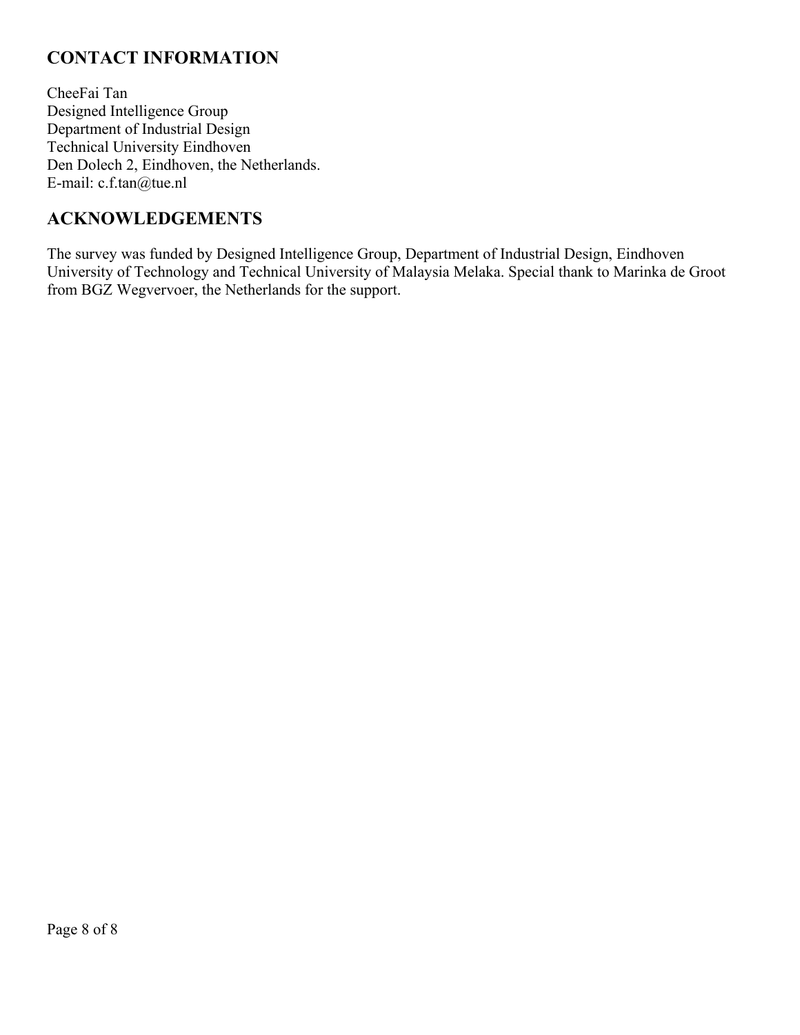## CONTACT INFORMATION

CheeFai Tan
Designed Intelligence Group
Department of Industrial Design
Technical University Eindhoven
Den Dolech 2, Eindhoven, the Netherlands.
E-mail: c.f.tan@tue.nl

## ACKNOWLEDGEMENTS

The survey was funded by Designed Intelligence Group, Department of Industrial Design, Eindhoven University of Technology and Technical University of Malaysia Melaka. Special thank to Marinka de Groot from BGZ Wegvervoer, the Netherlands for the support.